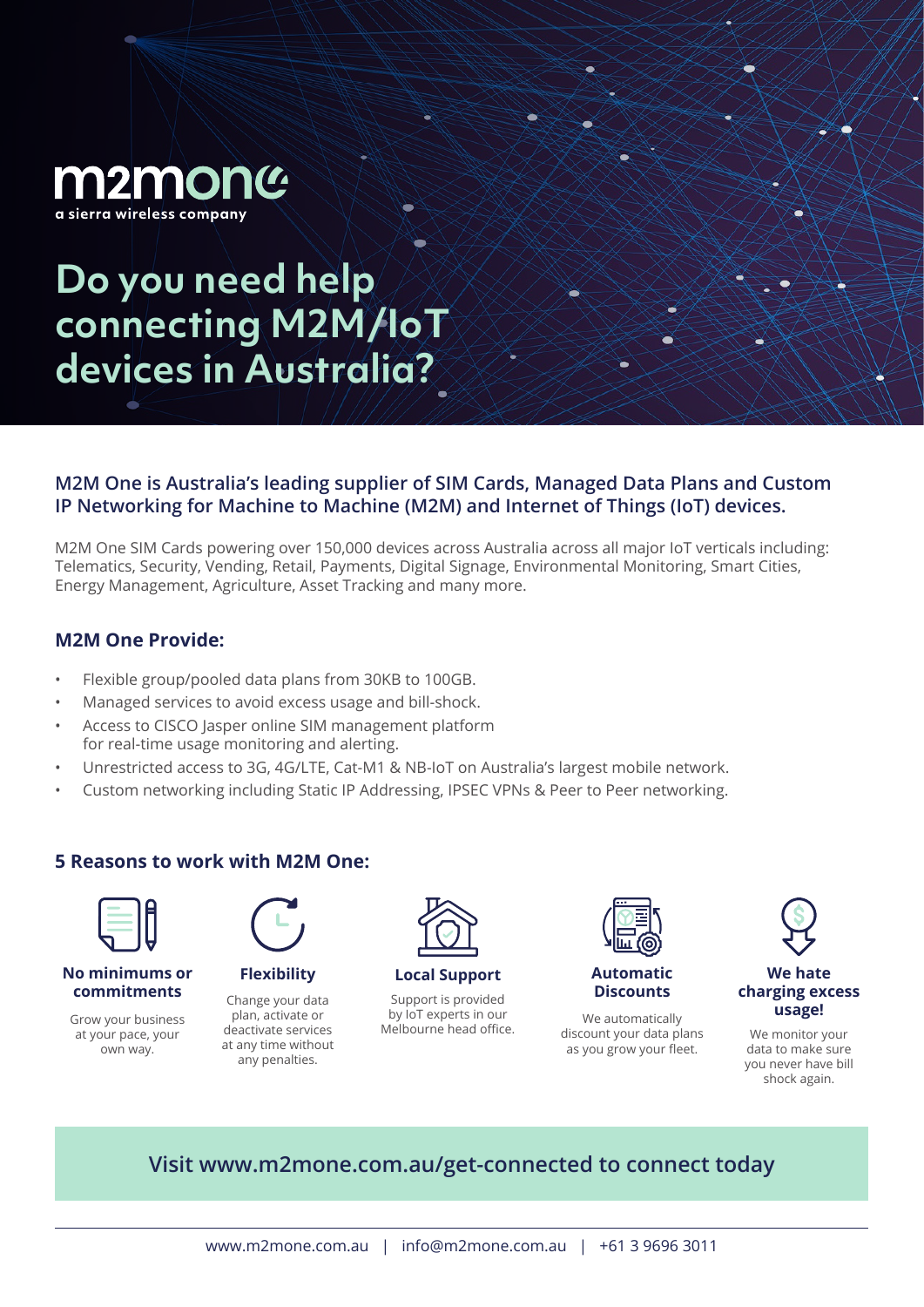m2mone
a sierra wireless company

# Do you need help connecting M2M/IoT devices in Australia?

### M2M One is Australia's leading supplier of SIM Cards, Managed Data Plans and Custom IP Networking for Machine to Machine (M2M) and Internet of Things (IoT) devices.

M2M One SIM Cards powering over 150,000 devices across Australia across all major IoT verticals including: Telematics, Security, Vending, Retail, Payments, Digital Signage, Environmental Monitoring, Smart Cities, Energy Management, Agriculture, Asset Tracking and many more.

## M2M One Provide:

- Flexible group/pooled data plans from 30KB to 100GB.
- Managed services to avoid excess usage and bill-shock.
- Access to CISCO Jasper online SIM management platform for real-time usage monitoring and alerting.
- Unrestricted access to 3G, 4G/LTE, Cat-M1 & NB-IoT on Australia's largest mobile network.
- Custom networking including Static IP Addressing, IPSEC VPNs & Peer to Peer networking.

## 5 Reasons to work with M2M One:

**No minimums or commitments**

Grow your business at your pace, your own way.

**Flexibility**

Change your data plan, activate or deactivate services at any time without any penalties.

**Local Support**

Support is provided by IoT experts in our Melbourne head office.

**Automatic Discounts**

We automatically discount your data plans as you grow your fleet.

**We hate charging excess usage!**

We monitor your data to make sure you never have bill shock again.

**Visit www.m2mone.com.au/get-connected to connect today**

www.m2mone.com.au | info@m2mone.com.au | +61 3 9696 3011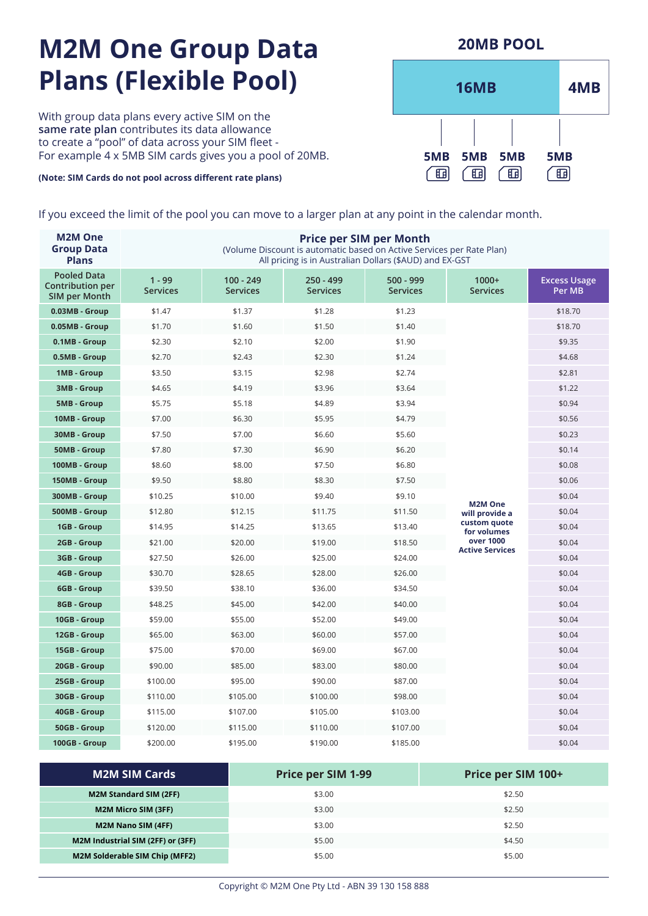# M2M One Group Data Plans (Flexible Pool)

With group data plans every active SIM on the **same rate plan** contributes its data allowance to create a "pool" of data across your SIM fleet - For example 4 x 5MB SIM cards gives you a pool of 20MB.

**(Note: SIM Cards do not pool across different rate plans)**

**20MB POOL**

**16MB** **4MB**

**5MB** **5MB** **5MB** **5MB**

If you exceed the limit of the pool you can move to a larger plan at any point in the calendar month.

| M2M One Group Data Plans | Price per SIM per Month (Volume Discount is automatic based on Active Services per Rate Plan) All pricing is in Australian Dollars ($AUD) and EX-GST | | | | | |
|---|---|---|---|---|---|---|
| Pooled Data Contribution per SIM per Month | 1 - 99 Services | 100 - 249 Services | 250 - 499 Services | 500 - 999 Services | 1000+ Services | Excess Usage Per MB |
| 0.03MB - Group | $1.47 | $1.37 | $1.28 | $1.23 | M2M One will provide a custom quote for volumes over 1000 Active Services | $18.70 |
| 0.05MB - Group | $1.70 | $1.60 | $1.50 | $1.40 | | $18.70 |
| 0.1MB - Group | $2.30 | $2.10 | $2.00 | $1.90 | | $9.35 |
| 0.5MB - Group | $2.70 | $2.43 | $2.30 | $1.24 | | $4.68 |
| 1MB - Group | $3.50 | $3.15 | $2.98 | $2.74 | | $2.81 |
| 3MB - Group | $4.65 | $4.19 | $3.96 | $3.64 | | $1.22 |
| 5MB - Group | $5.75 | $5.18 | $4.89 | $3.94 | | $0.94 |
| 10MB - Group | $7.00 | $6.30 | $5.95 | $4.79 | | $0.56 |
| 30MB - Group | $7.50 | $7.00 | $6.60 | $5.60 | | $0.23 |
| 50MB - Group | $7.80 | $7.30 | $6.90 | $6.20 | | $0.14 |
| 100MB - Group | $8.60 | $8.00 | $7.50 | $6.80 | | $0.08 |
| 150MB - Group | $9.50 | $8.80 | $8.30 | $7.50 | | $0.06 |
| 300MB - Group | $10.25 | $10.00 | $9.40 | $9.10 | | $0.04 |
| 500MB - Group | $12.80 | $12.15 | $11.75 | $11.50 | | $0.04 |
| 1GB - Group | $14.95 | $14.25 | $13.65 | $13.40 | | $0.04 |
| 2GB - Group | $21.00 | $20.00 | $19.00 | $18.50 | | $0.04 |
| 3GB - Group | $27.50 | $26.00 | $25.00 | $24.00 | | $0.04 |
| 4GB - Group | $30.70 | $28.65 | $28.00 | $26.00 | | $0.04 |
| 6GB - Group | $39.50 | $38.10 | $36.00 | $34.50 | | $0.04 |
| 8GB - Group | $48.25 | $45.00 | $42.00 | $40.00 | | $0.04 |
| 10GB - Group | $59.00 | $55.00 | $52.00 | $49.00 | | $0.04 |
| 12GB - Group | $65.00 | $63.00 | $60.00 | $57.00 | | $0.04 |
| 15GB - Group | $75.00 | $70.00 | $69.00 | $67.00 | | $0.04 |
| 20GB - Group | $90.00 | $85.00 | $83.00 | $80.00 | | $0.04 |
| 25GB - Group | $100.00 | $95.00 | $90.00 | $87.00 | | $0.04 |
| 30GB - Group | $110.00 | $105.00 | $100.00 | $98.00 | | $0.04 |
| 40GB - Group | $115.00 | $107.00 | $105.00 | $103.00 | | $0.04 |
| 50GB - Group | $120.00 | $115.00 | $110.00 | $107.00 | | $0.04 |
| 100GB - Group | $200.00 | $195.00 | $190.00 | $185.00 | | $0.04 |

| M2M SIM Cards | Price per SIM 1-99 | Price per SIM 100+ |
|---|---|---|
| M2M Standard SIM (2FF) | $3.00 | $2.50 |
| M2M Micro SIM (3FF) | $3.00 | $2.50 |
| M2M Nano SIM (4FF) | $3.00 | $2.50 |
| M2M Industrial SIM (2FF) or (3FF) | $5.00 | $4.50 |
| M2M Solderable SIM Chip (MFF2) | $5.00 | $5.00 |

Copyright © M2M One Pty Ltd - ABN 39 130 158 888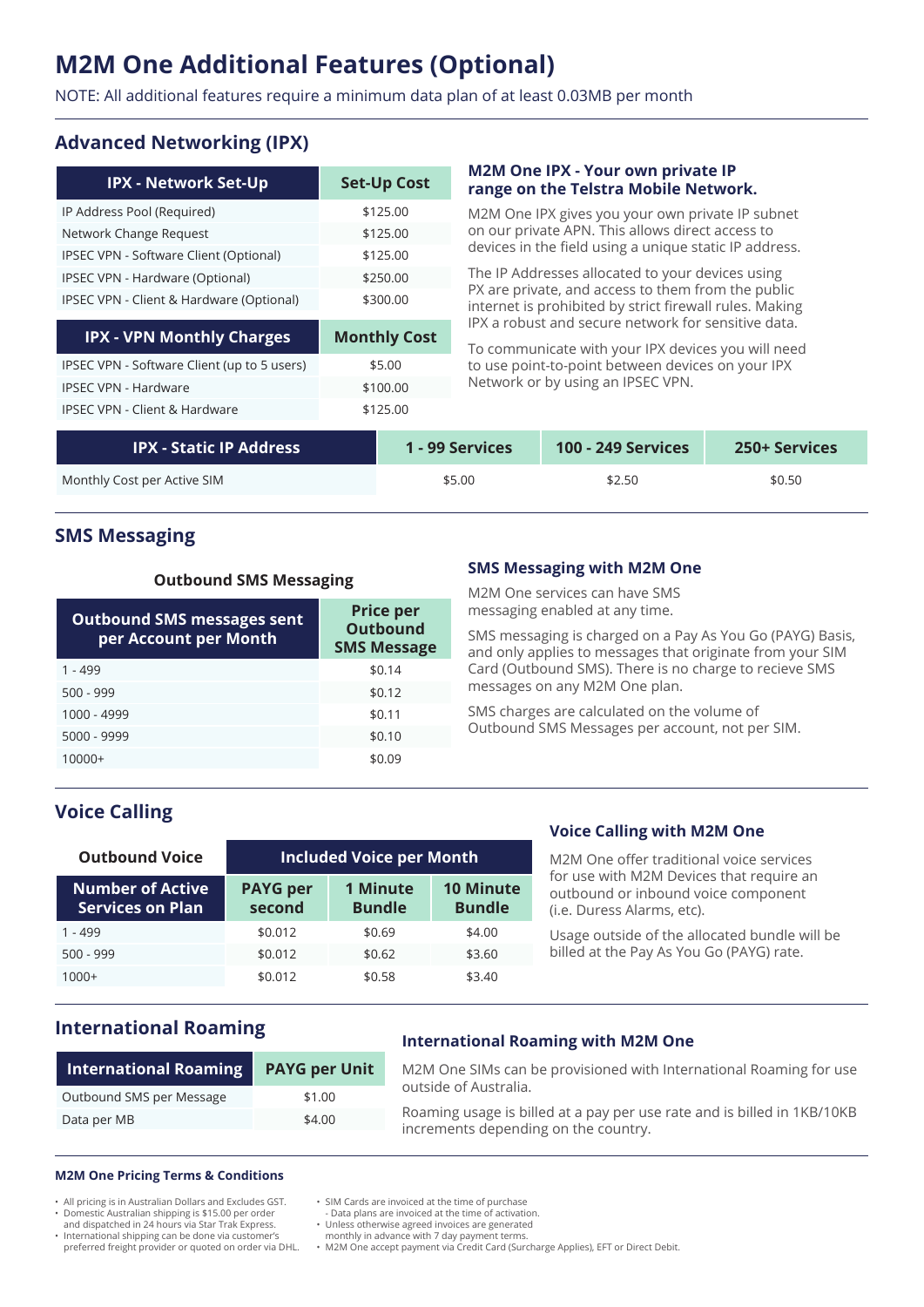# M2M One Additional Features (Optional)

NOTE: All additional features require a minimum data plan of at least 0.03MB per month

## Advanced Networking (IPX)

| IPX - Network Set-Up | Set-Up Cost |
|---|---|
| IP Address Pool (Required) | $125.00 |
| Network Change Request | $125.00 |
| IPSEC VPN - Software Client (Optional) | $125.00 |
| IPSEC VPN - Hardware (Optional) | $250.00 |
| IPSEC VPN - Client & Hardware (Optional) | $300.00 |

| IPX - VPN Monthly Charges | Monthly Cost |
|---|---|
| IPSEC VPN - Software Client (up to 5 users) | $5.00 |
| IPSEC VPN - Hardware | $100.00 |
| IPSEC VPN - Client & Hardware | $125.00 |

### M2M One IPX - Your own private IP range on the Telstra Mobile Network.

M2M One IPX gives you your own private IP subnet on our private APN. This allows direct access to devices in the field using a unique static IP address.

The IP Addresses allocated to your devices using PX are private, and access to them from the public internet is prohibited by strict firewall rules. Making IPX a robust and secure network for sensitive data.

To communicate with your IPX devices you will need to use point-to-point between devices on your IPX Network or by using an IPSEC VPN.

| IPX - Static IP Address | 1 - 99 Services | 100 - 249 Services | 250+ Services |
|---|---|---|---|
| Monthly Cost per Active SIM | $5.00 | $2.50 | $0.50 |

## SMS Messaging

**Outbound SMS Messaging**

| Outbound SMS messages sent per Account per Month | Price per Outbound SMS Message |
|---|---|
| 1 - 499 | $0.14 |
| 500 - 999 | $0.12 |
| 1000 - 4999 | $0.11 |
| 5000 - 9999 | $0.10 |
| 10000+ | $0.09 |

### SMS Messaging with M2M One

M2M One services can have SMS messaging enabled at any time.

SMS messaging is charged on a Pay As You Go (PAYG) Basis, and only applies to messages that originate from your SIM Card (Outbound SMS). There is no charge to recieve SMS messages on any M2M One plan.

SMS charges are calculated on the volume of Outbound SMS Messages per account, not per SIM.

## Voice Calling

| Outbound Voice | Included Voice per Month | | |
|---|---|---|---|
| Number of Active Services on Plan | PAYG per second | 1 Minute Bundle | 10 Minute Bundle |
| 1 - 499 | $0.012 | $0.69 | $4.00 |
| 500 - 999 | $0.012 | $0.62 | $3.60 |
| 1000+ | $0.012 | $0.58 | $3.40 |

### Voice Calling with M2M One

M2M One offer traditional voice services for use with M2M Devices that require an outbound or inbound voice component (i.e. Duress Alarms, etc).

Usage outside of the allocated bundle will be billed at the Pay As You Go (PAYG) rate.

## International Roaming

| International Roaming | PAYG per Unit |
|---|---|
| Outbound SMS per Message | $1.00 |
| Data per MB | $4.00 |

### International Roaming with M2M One

M2M One SIMs can be provisioned with International Roaming for use outside of Australia.

Roaming usage is billed at a pay per use rate and is billed in 1KB/10KB increments depending on the country.

#### M2M One Pricing Terms & Conditions

- All pricing is in Australian Dollars and Excludes GST.
- Domestic Australian shipping is $15.00 per order and dispatched in 24 hours via Star Trak Express.
- International shipping can be done via customer's preferred freight provider or quoted on order via DHL.
- SIM Cards are invoiced at the time of purchase
  - Data plans are invoiced at the time of activation.
- Unless otherwise agreed invoices are generated monthly in advance with 7 day payment terms.
- M2M One accept payment via Credit Card (Surcharge Applies), EFT or Direct Debit.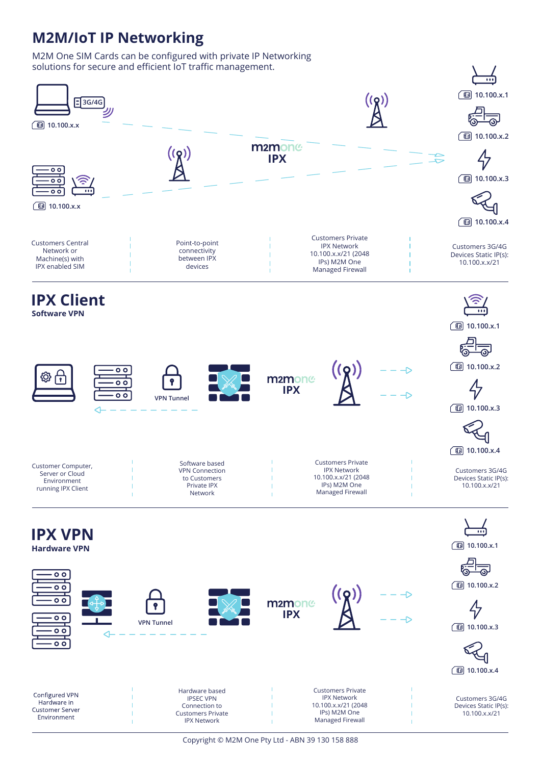# M2M/IoT IP Networking

M2M One SIM Cards can be configured with private IP Networking solutions for secure and efficient IoT traffic management.

10.100.x.x

10.100.x.x

m2mone IPX

10.100.x.1

10.100.x.2

10.100.x.3

10.100.x.4

3G/4G

| | | | |
|---|---|---|---|
| Customers Central Network or Machine(s) with IPX enabled SIM | Point-to-point connectivity between IPX devices | Customers Private IPX Network 10.100.x.x/21 (2048 IPs) M2M One Managed Firewall | Customers 3G/4G Devices Static IP(s): 10.100.x.x/21 |

## IPX Client

**Software VPN**

VPN Tunnel

m2mone IPX

10.100.x.1

10.100.x.2

10.100.x.3

10.100.x.4

| | | | |
|---|---|---|---|
| Customer Computer, Server or Cloud Environment running IPX Client | Software based VPN Connection to Customers Private IPX Network | Customers Private IPX Network 10.100.x.x/21 (2048 IPs) M2M One Managed Firewall | Customers 3G/4G Devices Static IP(s): 10.100.x.x/21 |

## IPX VPN

**Hardware VPN**

VPN Tunnel

m2mone IPX

10.100.x.1

10.100.x.2

10.100.x.3

10.100.x.4

| | | | |
|---|---|---|---|
| Configured VPN Hardware in Customer Server Environment | Hardware based IPSEC VPN Connection to Customers Private IPX Network | Customers Private IPX Network 10.100.x.x/21 (2048 IPs) M2M One Managed Firewall | Customers 3G/4G Devices Static IP(s): 10.100.x.x/21 |

Copyright © M2M One Pty Ltd - ABN 39 130 158 888